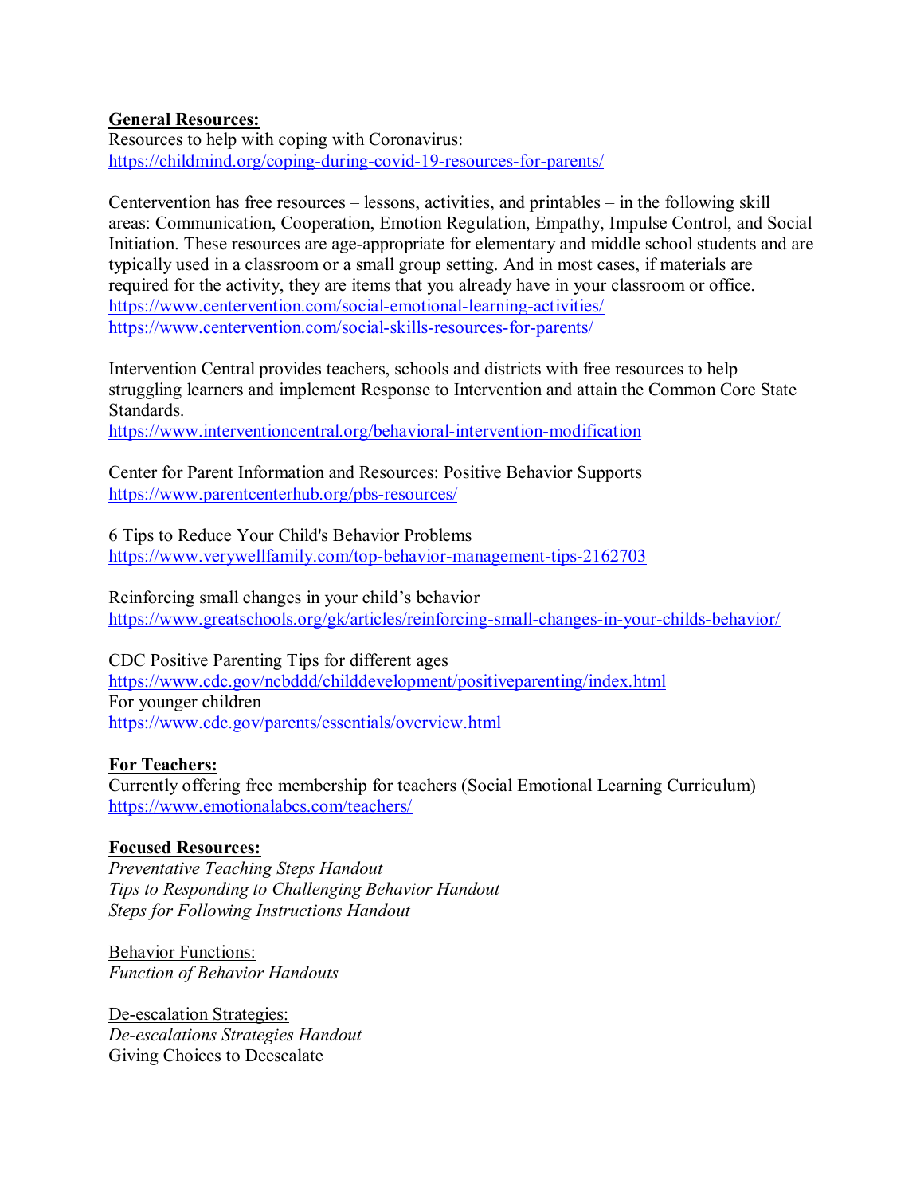**General Resources:**

Resources to help with coping with Coronavirus:
https://childmind.org/coping-during-covid-19-resources-for-parents/

Centervention has free resources – lessons, activities, and printables – in the following skill areas: Communication, Cooperation, Emotion Regulation, Empathy, Impulse Control, and Social Initiation. These resources are age-appropriate for elementary and middle school students and are typically used in a classroom or a small group setting. And in most cases, if materials are required for the activity, they are items that you already have in your classroom or office.
https://www.centervention.com/social-emotional-learning-activities/
https://www.centervention.com/social-skills-resources-for-parents/

Intervention Central provides teachers, schools and districts with free resources to help struggling learners and implement Response to Intervention and attain the Common Core State Standards.
https://www.interventioncentral.org/behavioral-intervention-modification

Center for Parent Information and Resources: Positive Behavior Supports
https://www.parentcenterhub.org/pbs-resources/

6 Tips to Reduce Your Child's Behavior Problems
https://www.verywellfamily.com/top-behavior-management-tips-2162703

Reinforcing small changes in your child's behavior
https://www.greatschools.org/gk/articles/reinforcing-small-changes-in-your-childs-behavior/

CDC Positive Parenting Tips for different ages
https://www.cdc.gov/ncbddd/childdevelopment/positiveparenting/index.html
For younger children
https://www.cdc.gov/parents/essentials/overview.html

**For Teachers:**

Currently offering free membership for teachers (Social Emotional Learning Curriculum)
https://www.emotionalabcs.com/teachers/

**Focused Resources:**

*Preventative Teaching Steps Handout*
*Tips to Responding to Challenging Behavior Handout*
*Steps for Following Instructions Handout*

Behavior Functions:
*Function of Behavior Handouts*

De-escalation Strategies:
*De-escalations Strategies Handout*
Giving Choices to Deescalate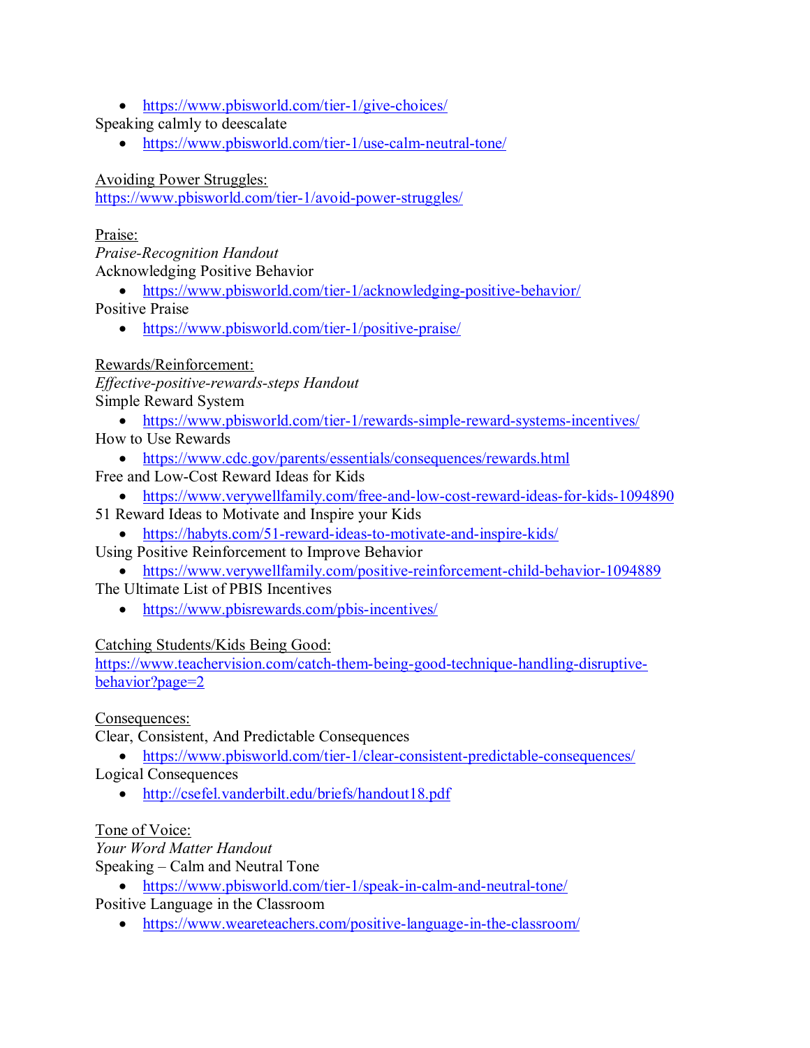- https://www.pbisworld.com/tier-1/give-choices/

Speaking calmly to deescalate

- https://www.pbisworld.com/tier-1/use-calm-neutral-tone/

Avoiding Power Struggles:
https://www.pbisworld.com/tier-1/avoid-power-struggles/

Praise:
*Praise-Recognition Handout*
Acknowledging Positive Behavior

- https://www.pbisworld.com/tier-1/acknowledging-positive-behavior/

Positive Praise

- https://www.pbisworld.com/tier-1/positive-praise/

Rewards/Reinforcement:
*Effective-positive-rewards-steps Handout*
Simple Reward System

- https://www.pbisworld.com/tier-1/rewards-simple-reward-systems-incentives/

How to Use Rewards

- https://www.cdc.gov/parents/essentials/consequences/rewards.html

Free and Low-Cost Reward Ideas for Kids

- https://www.verywellfamily.com/free-and-low-cost-reward-ideas-for-kids-1094890

51 Reward Ideas to Motivate and Inspire your Kids

- https://habyts.com/51-reward-ideas-to-motivate-and-inspire-kids/

Using Positive Reinforcement to Improve Behavior

- https://www.verywellfamily.com/positive-reinforcement-child-behavior-1094889

The Ultimate List of PBIS Incentives

- https://www.pbisrewards.com/pbis-incentives/

Catching Students/Kids Being Good:
https://www.teachervision.com/catch-them-being-good-technique-handling-disruptive-behavior?page=2

Consequences:
Clear, Consistent, And Predictable Consequences

- https://www.pbisworld.com/tier-1/clear-consistent-predictable-consequences/

Logical Consequences

- http://csefel.vanderbilt.edu/briefs/handout18.pdf

Tone of Voice:
*Your Word Matter Handout*
Speaking – Calm and Neutral Tone

- https://www.pbisworld.com/tier-1/speak-in-calm-and-neutral-tone/

Positive Language in the Classroom

- https://www.weareteachers.com/positive-language-in-the-classroom/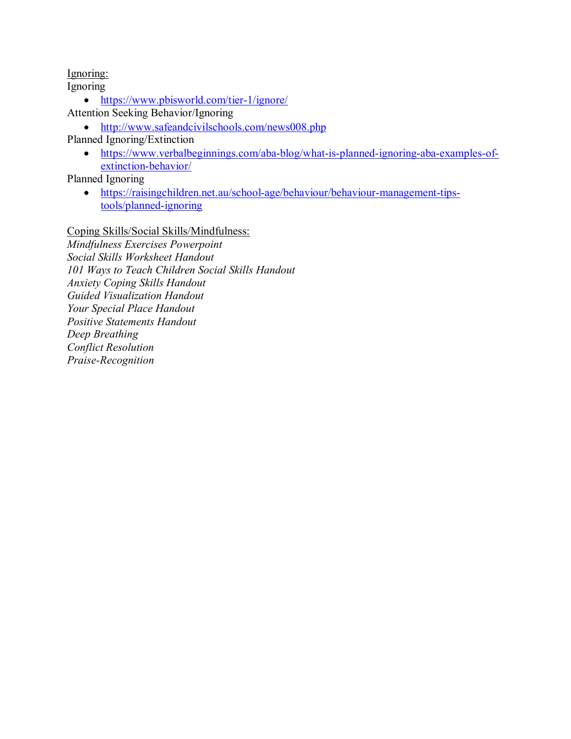Ignoring:

Ignoring

- https://www.pbisworld.com/tier-1/ignore/

Attention Seeking Behavior/Ignoring

- http://www.safeandcivilschools.com/news008.php

Planned Ignoring/Extinction

- https://www.verbalbeginnings.com/aba-blog/what-is-planned-ignoring-aba-examples-of-extinction-behavior/

Planned Ignoring

- https://raisingchildren.net.au/school-age/behaviour/behaviour-management-tips-tools/planned-ignoring

Coping Skills/Social Skills/Mindfulness:

*Mindfulness Exercises Powerpoint*
*Social Skills Worksheet Handout*
*101 Ways to Teach Children Social Skills Handout*
*Anxiety Coping Skills Handout*
*Guided Visualization Handout*
*Your Special Place Handout*
*Positive Statements Handout*
*Deep Breathing*
*Conflict Resolution*
*Praise-Recognition*